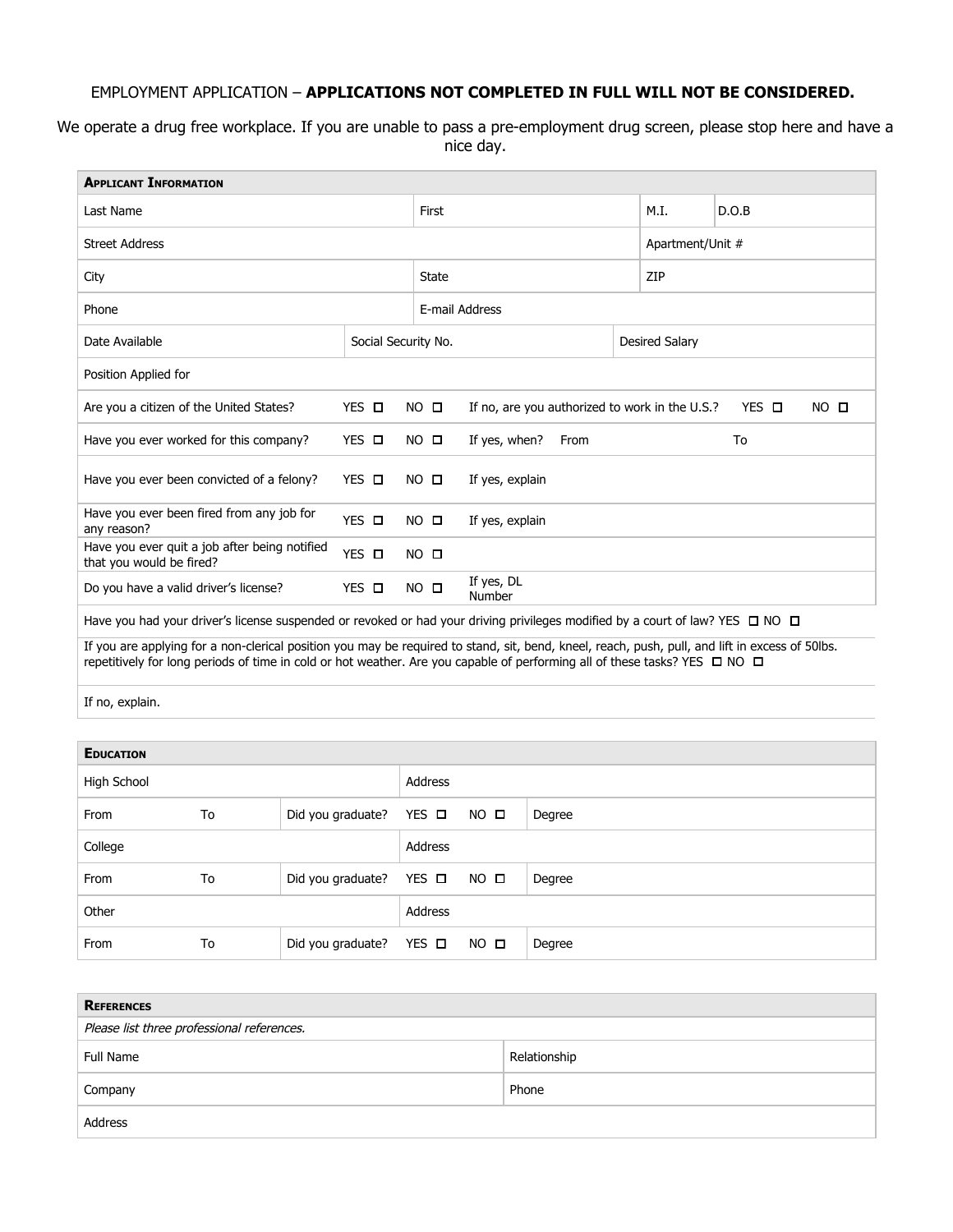EMPLOYMENT APPLICATION – **APPLICATIONS NOT COMPLETED IN FULL WILL NOT BE CONSIDERED.**

We operate a drug free workplace. If you are unable to pass a pre-employment drug screen, please stop here and have a nice day.

| **Applicant Information** | | | | | | | |
|---|---|---|---|---|---|---|---|
| Last Name | | First | | | M.I. | D.O.B | |
| Street Address | | | | | Apartment/Unit # | | |
| City | | State | | | ZIP | | |
| Phone | | E-mail Address | | | | | |
| Date Available | Social Security No. | | | Desired Salary | | | |
| Position Applied for | | | | | | | |
| Are you a citizen of the United States? | YES ☐ | NO ☐ | If no, are you authorized to work in the U.S.? | | YES ☐ | NO ☐ | |
| Have you ever worked for this company? | YES ☐ | NO ☐ | If yes, when? From | | To | | |
| Have you ever been convicted of a felony? | YES ☐ | NO ☐ | If yes, explain | | | | |
| Have you ever been fired from any job for any reason? | YES ☐ | NO ☐ | If yes, explain | | | | |
| Have you ever quit a job after being notified that you would be fired? | YES ☐ | NO ☐ | | | | | |
| Do you have a valid driver's license? | YES ☐ | NO ☐ | If yes, DL Number | | | | |

Have you had your driver's license suspended or revoked or had your driving privileges modified by a court of law? YES ☐ NO ☐

If you are applying for a non-clerical position you may be required to stand, sit, bend, kneel, reach, push, pull, and lift in excess of 50lbs. repetitively for long periods of time in cold or hot weather. Are you capable of performing all of these tasks? YES ☐ NO ☐

If no, explain.

| **Education** | | | | | |
|---|---|---|---|---|---|
| High School | | | Address | | |
| From | To | Did you graduate? | YES ☐ | NO ☐ | Degree |
| College | | | Address | | |
| From | To | Did you graduate? | YES ☐ | NO ☐ | Degree |
| Other | | | Address | | |
| From | To | Did you graduate? | YES ☐ | NO ☐ | Degree |

| **References** | |
|---|---|
| *Please list three professional references.* | |
| Full Name | Relationship |
| Company | Phone |
| Address | |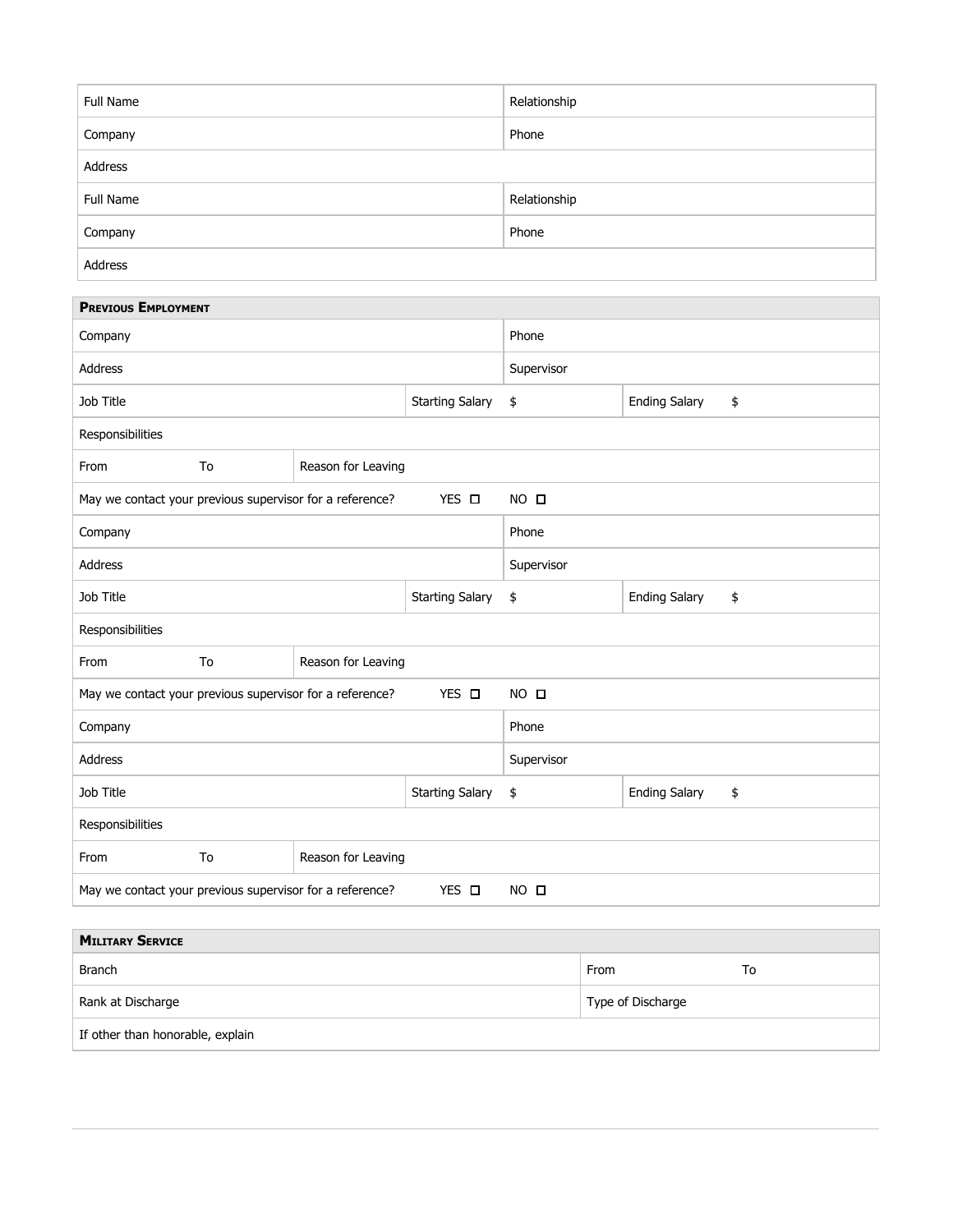| Full Name | Relationship |
|---|---|
| Company | Phone |
| Address | |
| Full Name | Relationship |
| Company | Phone |
| Address | |

**Previous Employment**

| Company | | | Phone | | |
|---|---|---|---|---|---|
| Address | | | Supervisor | | |
| Job Title | | Starting Salary | $ | Ending Salary | $ |
| Responsibilities | | | | | |
| From | To | Reason for Leaving | | | |
| May we contact your previous supervisor for a reference? | | YES ☐ | NO ☐ | | |
| Company | | | Phone | | |
| Address | | | Supervisor | | |
| Job Title | | Starting Salary | $ | Ending Salary | $ |
| Responsibilities | | | | | |
| From | To | Reason for Leaving | | | |
| May we contact your previous supervisor for a reference? | | YES ☐ | NO ☐ | | |
| Company | | | Phone | | |
| Address | | | Supervisor | | |
| Job Title | | Starting Salary | $ | Ending Salary | $ |
| Responsibilities | | | | | |
| From | To | Reason for Leaving | | | |
| May we contact your previous supervisor for a reference? | | YES ☐ | NO ☐ | | |

**Military Service**

| Branch | From | To |
|---|---|---|
| Rank at Discharge | Type of Discharge | |
| If other than honorable, explain | | |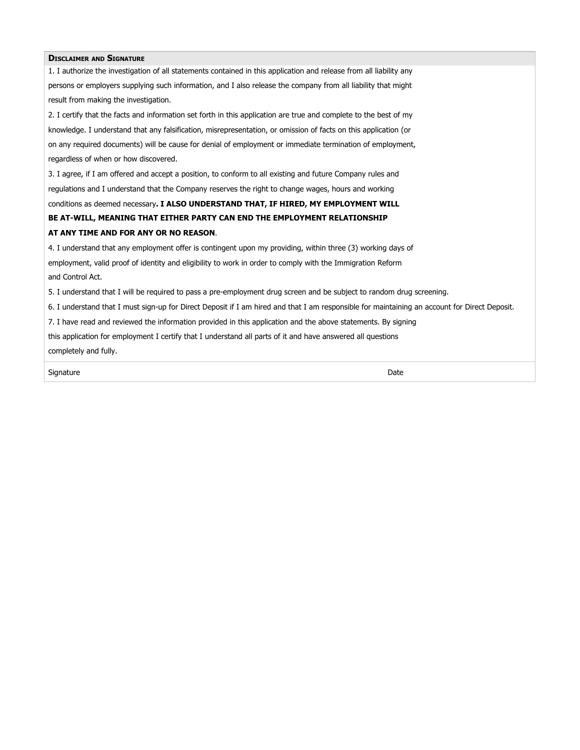## Disclaimer and Signature

1. I authorize the investigation of all statements contained in this application and release from all liability any persons or employers supplying such information, and I also release the company from all liability that might result from making the investigation.

2. I certify that the facts and information set forth in this application are true and complete to the best of my knowledge. I understand that any falsification, misrepresentation, or omission of facts on this application (or on any required documents) will be cause for denial of employment or immediate termination of employment, regardless of when or how discovered.

3. I agree, if I am offered and accept a position, to conform to all existing and future Company rules and regulations and I understand that the Company reserves the right to change wages, hours and working conditions as deemed necessary**. I ALSO UNDERSTAND THAT, IF HIRED, MY EMPLOYMENT WILL BE AT-WILL, MEANING THAT EITHER PARTY CAN END THE EMPLOYMENT RELATIONSHIP AT ANY TIME AND FOR ANY OR NO REASON**.

4. I understand that any employment offer is contingent upon my providing, within three (3) working days of employment, valid proof of identity and eligibility to work in order to comply with the Immigration Reform and Control Act.

5. I understand that I will be required to pass a pre-employment drug screen and be subject to random drug screening.

6. I understand that I must sign-up for Direct Deposit if I am hired and that I am responsible for maintaining an account for Direct Deposit.

7. I have read and reviewed the information provided in this application and the above statements. By signing this application for employment I certify that I understand all parts of it and have answered all questions completely and fully.

| | |
|---|---|
| Signature | Date |